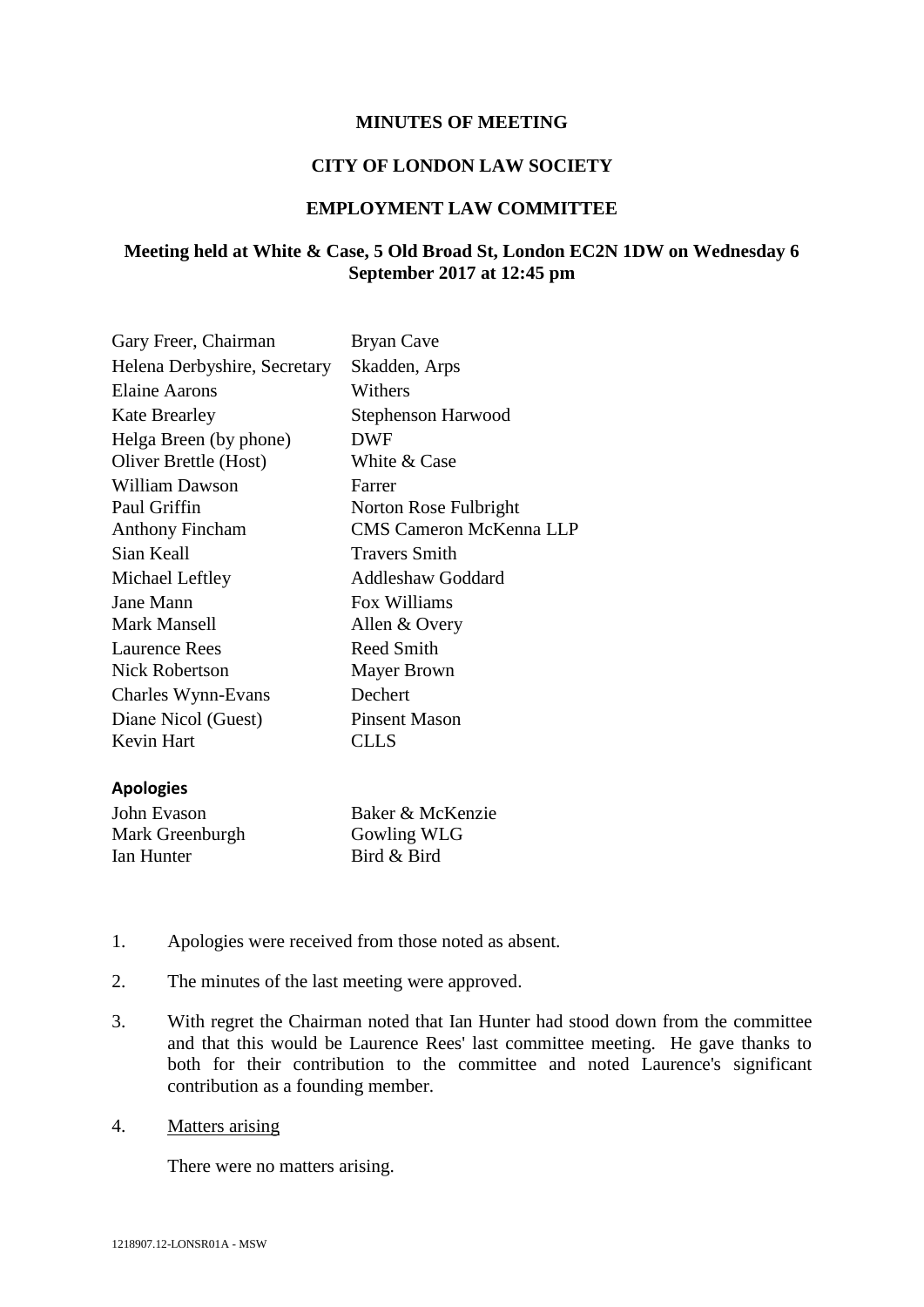**MINUTES OF MEETING**

**CITY OF LONDON LAW SOCIETY**

**EMPLOYMENT LAW COMMITTEE**

**Meeting held at White & Case, 5 Old Broad St, London EC2N 1DW on Wednesday 6 September 2017 at 12:45 pm**

| | |
|---|---|
| Gary Freer, Chairman | Bryan Cave |
| Helena Derbyshire, Secretary | Skadden, Arps |
| Elaine Aarons | Withers |
| Kate Brearley | Stephenson Harwood |
| Helga Breen (by phone) | DWF |
| Oliver Brettle (Host) | White & Case |
| William Dawson | Farrer |
| Paul Griffin | Norton Rose Fulbright |
| Anthony Fincham | CMS Cameron McKenna LLP |
| Sian Keall | Travers Smith |
| Michael Leftley | Addleshaw Goddard |
| Jane Mann | Fox Williams |
| Mark Mansell | Allen & Overy |
| Laurence Rees | Reed Smith |
| Nick Robertson | Mayer Brown |
| Charles Wynn-Evans | Dechert |
| Diane Nicol (Guest) | Pinsent Mason |
| Kevin Hart | CLLS |

**Apologies**

| | |
|---|---|
| John Evason | Baker & McKenzie |
| Mark Greenburgh | Gowling WLG |
| Ian Hunter | Bird & Bird |

1. Apologies were received from those noted as absent.

2. The minutes of the last meeting were approved.

3. With regret the Chairman noted that Ian Hunter had stood down from the committee and that this would be Laurence Rees' last committee meeting. He gave thanks to both for their contribution to the committee and noted Laurence's significant contribution as a founding member.

4. Matters arising

   There were no matters arising.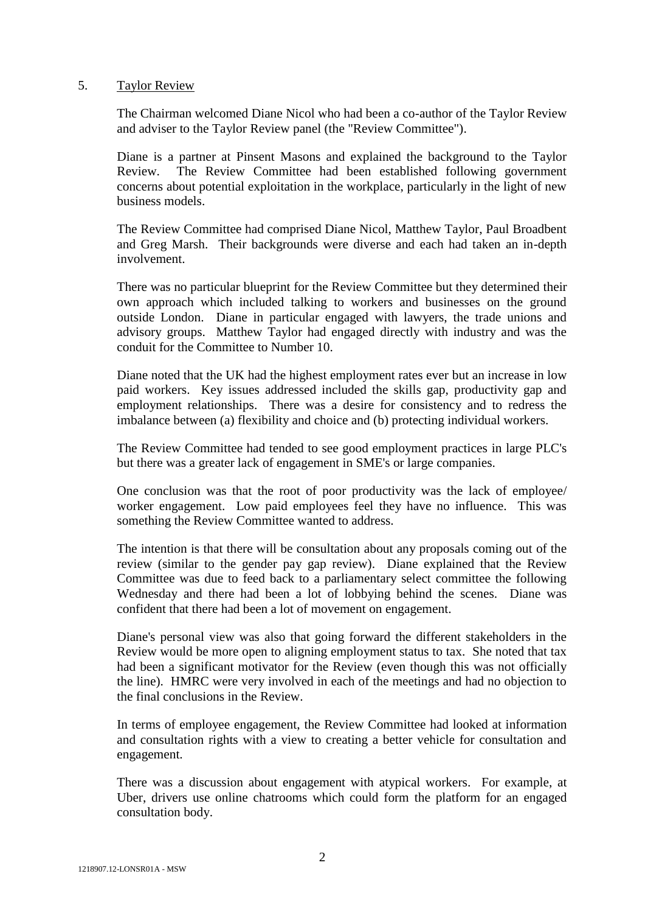5. <u>Taylor Review</u>

The Chairman welcomed Diane Nicol who had been a co-author of the Taylor Review and adviser to the Taylor Review panel (the "Review Committee").

Diane is a partner at Pinsent Masons and explained the background to the Taylor Review. The Review Committee had been established following government concerns about potential exploitation in the workplace, particularly in the light of new business models.

The Review Committee had comprised Diane Nicol, Matthew Taylor, Paul Broadbent and Greg Marsh. Their backgrounds were diverse and each had taken an in-depth involvement.

There was no particular blueprint for the Review Committee but they determined their own approach which included talking to workers and businesses on the ground outside London. Diane in particular engaged with lawyers, the trade unions and advisory groups. Matthew Taylor had engaged directly with industry and was the conduit for the Committee to Number 10.

Diane noted that the UK had the highest employment rates ever but an increase in low paid workers. Key issues addressed included the skills gap, productivity gap and employment relationships. There was a desire for consistency and to redress the imbalance between (a) flexibility and choice and (b) protecting individual workers.

The Review Committee had tended to see good employment practices in large PLC's but there was a greater lack of engagement in SME's or large companies.

One conclusion was that the root of poor productivity was the lack of employee/ worker engagement. Low paid employees feel they have no influence. This was something the Review Committee wanted to address.

The intention is that there will be consultation about any proposals coming out of the review (similar to the gender pay gap review). Diane explained that the Review Committee was due to feed back to a parliamentary select committee the following Wednesday and there had been a lot of lobbying behind the scenes. Diane was confident that there had been a lot of movement on engagement.

Diane's personal view was also that going forward the different stakeholders in the Review would be more open to aligning employment status to tax. She noted that tax had been a significant motivator for the Review (even though this was not officially the line). HMRC were very involved in each of the meetings and had no objection to the final conclusions in the Review.

In terms of employee engagement, the Review Committee had looked at information and consultation rights with a view to creating a better vehicle for consultation and engagement.

There was a discussion about engagement with atypical workers. For example, at Uber, drivers use online chatrooms which could form the platform for an engaged consultation body.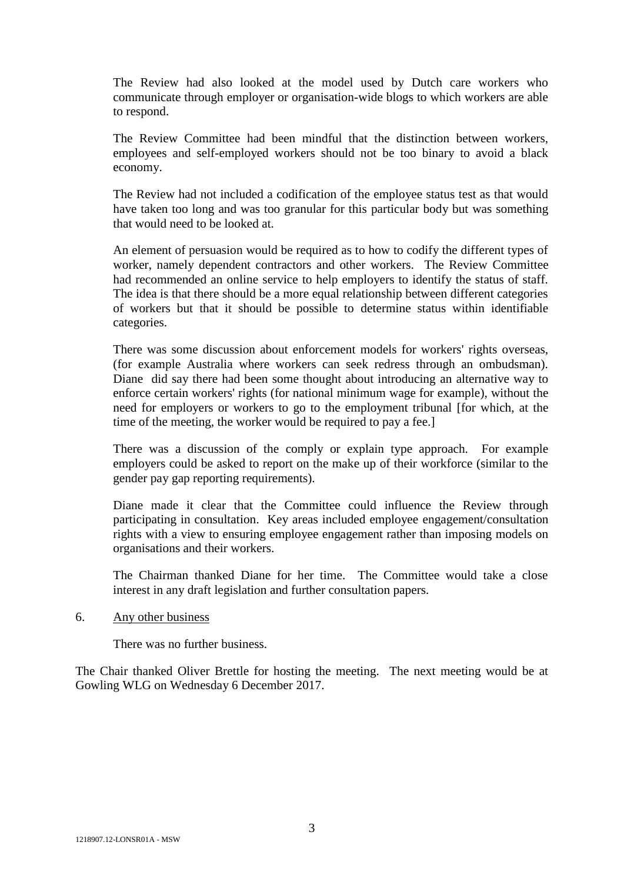The Review had also looked at the model used by Dutch care workers who communicate through employer or organisation-wide blogs to which workers are able to respond.

The Review Committee had been mindful that the distinction between workers, employees and self-employed workers should not be too binary to avoid a black economy.

The Review had not included a codification of the employee status test as that would have taken too long and was too granular for this particular body but was something that would need to be looked at.

An element of persuasion would be required as to how to codify the different types of worker, namely dependent contractors and other workers. The Review Committee had recommended an online service to help employers to identify the status of staff. The idea is that there should be a more equal relationship between different categories of workers but that it should be possible to determine status within identifiable categories.

There was some discussion about enforcement models for workers' rights overseas, (for example Australia where workers can seek redress through an ombudsman). Diane did say there had been some thought about introducing an alternative way to enforce certain workers' rights (for national minimum wage for example), without the need for employers or workers to go to the employment tribunal [for which, at the time of the meeting, the worker would be required to pay a fee.]

There was a discussion of the comply or explain type approach. For example employers could be asked to report on the make up of their workforce (similar to the gender pay gap reporting requirements).

Diane made it clear that the Committee could influence the Review through participating in consultation. Key areas included employee engagement/consultation rights with a view to ensuring employee engagement rather than imposing models on organisations and their workers.

The Chairman thanked Diane for her time. The Committee would take a close interest in any draft legislation and further consultation papers.

6. Any other business

There was no further business.

The Chair thanked Oliver Brettle for hosting the meeting. The next meeting would be at Gowling WLG on Wednesday 6 December 2017.

1218907.12-LONSR01A - MSW